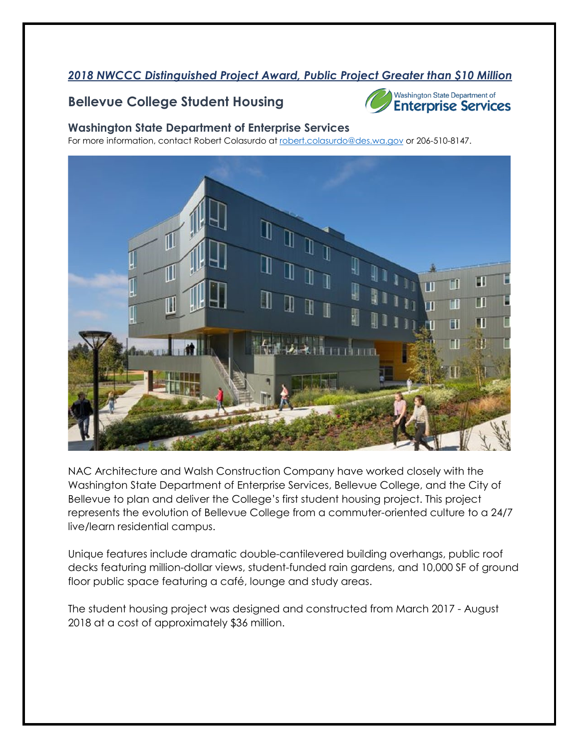***2018 NWCCC Distinguished Project Award, Public Project Greater than $10 Million***

# Bellevue College Student Housing

## Washington State Department of Enterprise Services

For more information, contact Robert Colasurdo at robert.colasurdo@des.wa.gov or 206-510-8147.

NAC Architecture and Walsh Construction Company have worked closely with the Washington State Department of Enterprise Services, Bellevue College, and the City of Bellevue to plan and deliver the College's first student housing project. This project represents the evolution of Bellevue College from a commuter-oriented culture to a 24/7 live/learn residential campus.

Unique features include dramatic double-cantilevered building overhangs, public roof decks featuring million-dollar views, student-funded rain gardens, and 10,000 SF of ground floor public space featuring a café, lounge and study areas.

The student housing project was designed and constructed from March 2017 - August 2018 at a cost of approximately $36 million.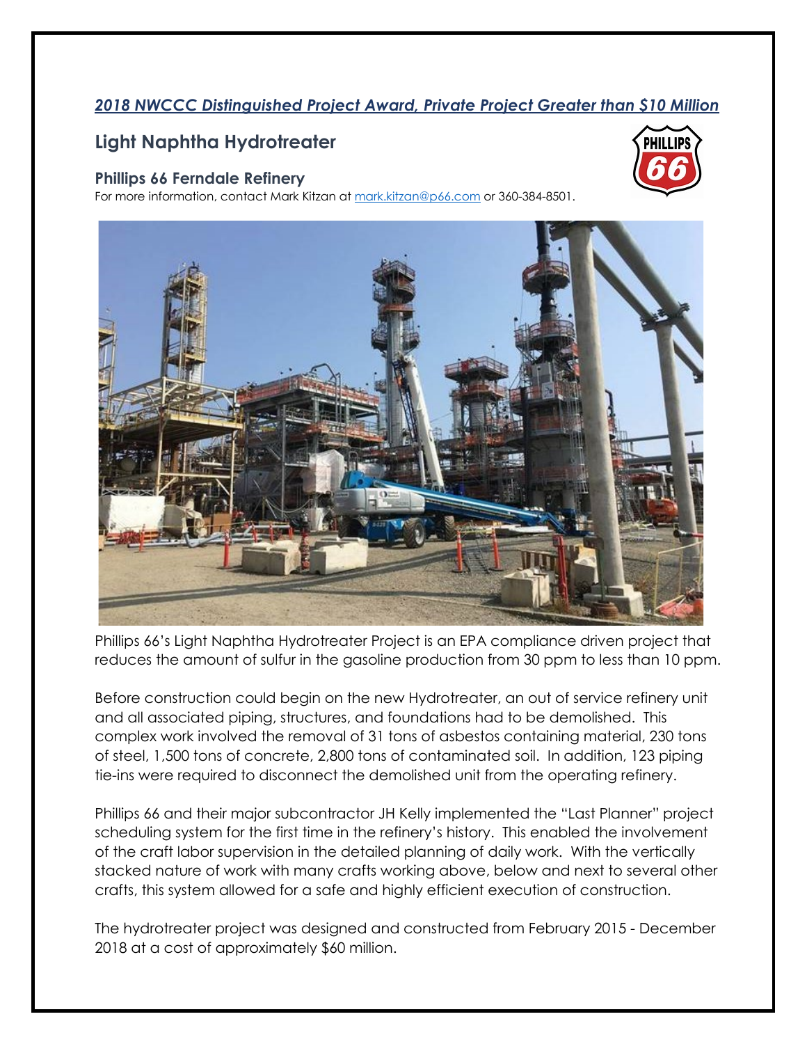*2018 NWCCC Distinguished Project Award, Private Project Greater than $10 Million*

## Light Naphtha Hydrotreater

### Phillips 66 Ferndale Refinery

For more information, contact Mark Kitzan at mark.kitzan@p66.com or 360-384-8501.

Phillips 66's Light Naphtha Hydrotreater Project is an EPA compliance driven project that reduces the amount of sulfur in the gasoline production from 30 ppm to less than 10 ppm.

Before construction could begin on the new Hydrotreater, an out of service refinery unit and all associated piping, structures, and foundations had to be demolished. This complex work involved the removal of 31 tons of asbestos containing material, 230 tons of steel, 1,500 tons of concrete, 2,800 tons of contaminated soil. In addition, 123 piping tie-ins were required to disconnect the demolished unit from the operating refinery.

Phillips 66 and their major subcontractor JH Kelly implemented the "Last Planner" project scheduling system for the first time in the refinery's history. This enabled the involvement of the craft labor supervision in the detailed planning of daily work. With the vertically stacked nature of work with many crafts working above, below and next to several other crafts, this system allowed for a safe and highly efficient execution of construction.

The hydrotreater project was designed and constructed from February 2015 - December 2018 at a cost of approximately $60 million.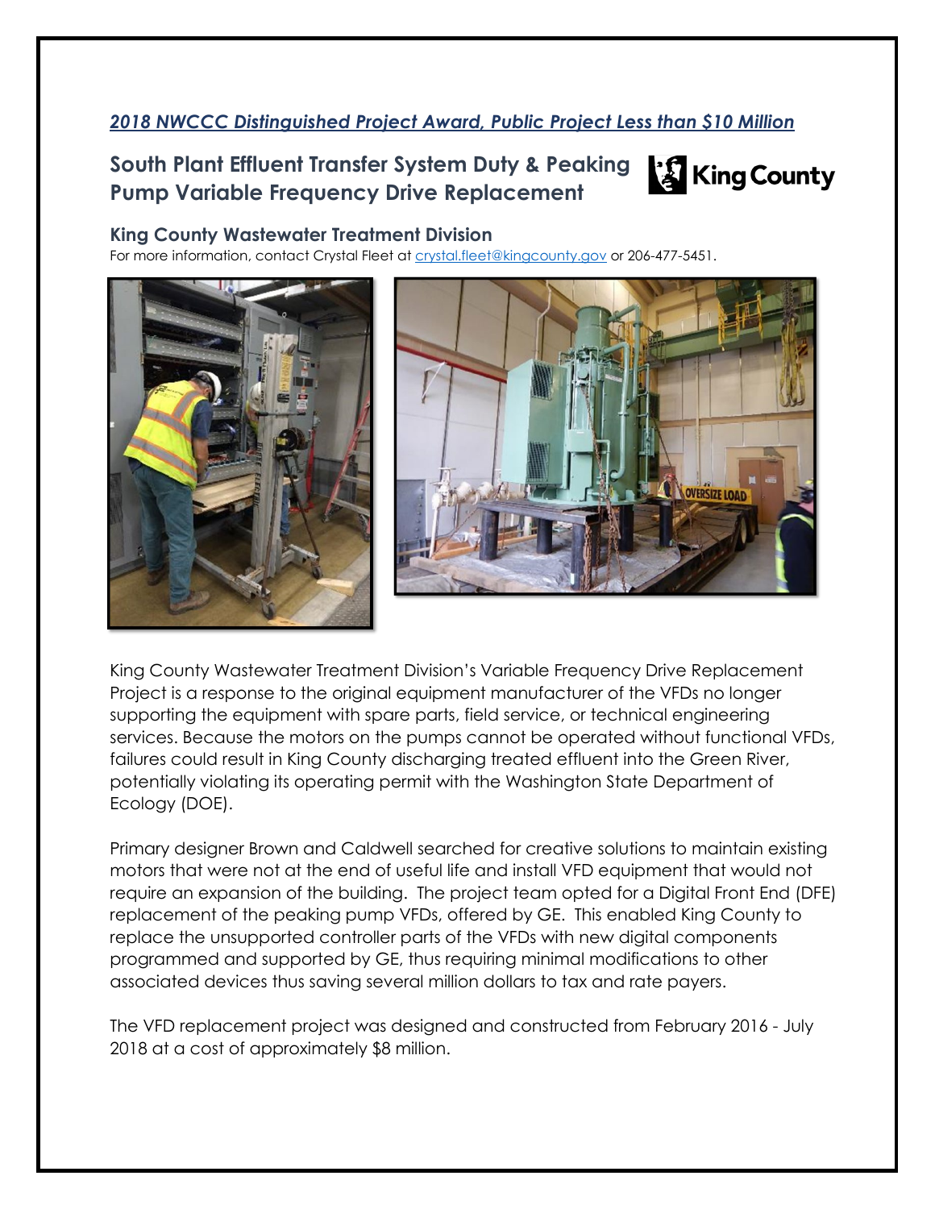*2018 NWCCC Distinguished Project Award, Public Project Less than $10 Million*

## South Plant Effluent Transfer System Duty & Peaking Pump Variable Frequency Drive Replacement

King County

### King County Wastewater Treatment Division

For more information, contact Crystal Fleet at crystal.fleet@kingcounty.gov or 206-477-5451.

King County Wastewater Treatment Division's Variable Frequency Drive Replacement Project is a response to the original equipment manufacturer of the VFDs no longer supporting the equipment with spare parts, field service, or technical engineering services. Because the motors on the pumps cannot be operated without functional VFDs, failures could result in King County discharging treated effluent into the Green River, potentially violating its operating permit with the Washington State Department of Ecology (DOE).

Primary designer Brown and Caldwell searched for creative solutions to maintain existing motors that were not at the end of useful life and install VFD equipment that would not require an expansion of the building. The project team opted for a Digital Front End (DFE) replacement of the peaking pump VFDs, offered by GE. This enabled King County to replace the unsupported controller parts of the VFDs with new digital components programmed and supported by GE, thus requiring minimal modifications to other associated devices thus saving several million dollars to tax and rate payers.

The VFD replacement project was designed and constructed from February 2016 - July 2018 at a cost of approximately $8 million.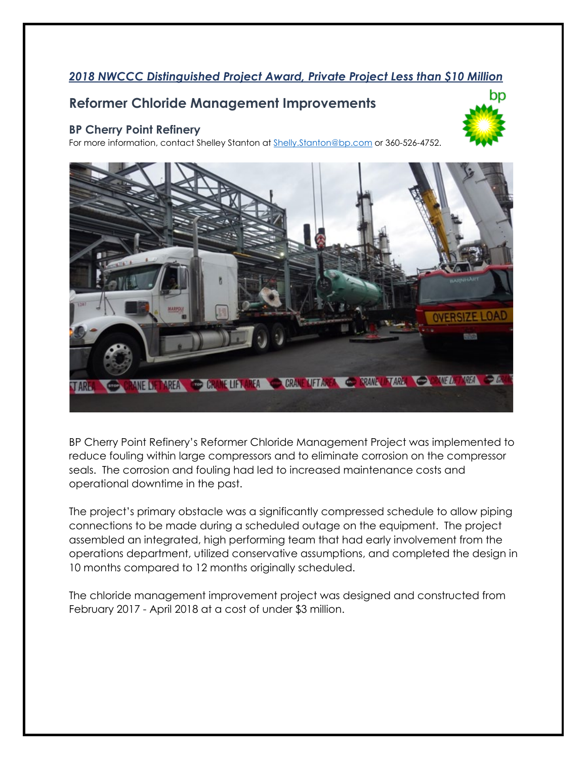***2018 NWCCC Distinguished Project Award, Private Project Less than $10 Million***

## Reformer Chloride Management Improvements

### BP Cherry Point Refinery

For more information, contact Shelley Stanton at Shelly.Stanton@bp.com or 360-526-4752.

BP Cherry Point Refinery's Reformer Chloride Management Project was implemented to reduce fouling within large compressors and to eliminate corrosion on the compressor seals. The corrosion and fouling had led to increased maintenance costs and operational downtime in the past.

The project's primary obstacle was a significantly compressed schedule to allow piping connections to be made during a scheduled outage on the equipment. The project assembled an integrated, high performing team that had early involvement from the operations department, utilized conservative assumptions, and completed the design in 10 months compared to 12 months originally scheduled.

The chloride management improvement project was designed and constructed from February 2017 - April 2018 at a cost of under $3 million.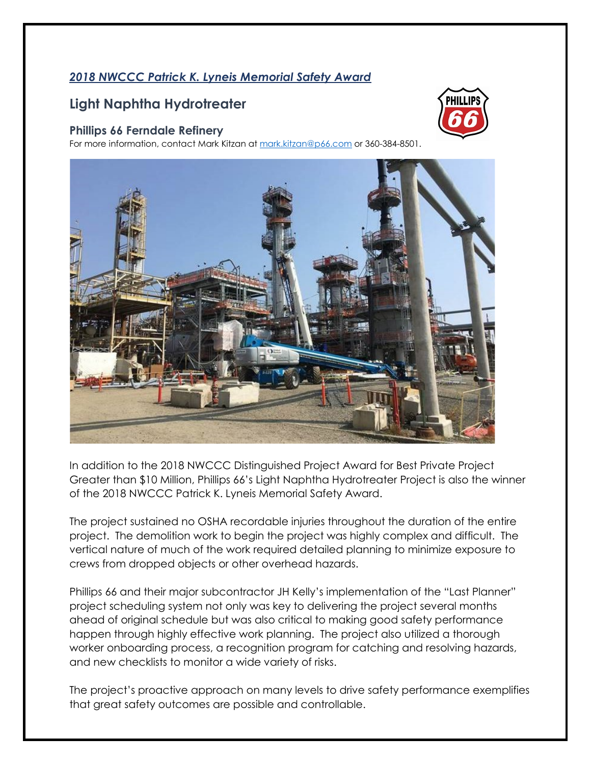*2018 NWCCC Patrick K. Lyneis Memorial Safety Award*

## Light Naphtha Hydrotreater

### Phillips 66 Ferndale Refinery

For more information, contact Mark Kitzan at mark.kitzan@p66.com or 360-384-8501.

In addition to the 2018 NWCCC Distinguished Project Award for Best Private Project Greater than $10 Million, Phillips 66's Light Naphtha Hydrotreater Project is also the winner of the 2018 NWCCC Patrick K. Lyneis Memorial Safety Award.

The project sustained no OSHA recordable injuries throughout the duration of the entire project. The demolition work to begin the project was highly complex and difficult. The vertical nature of much of the work required detailed planning to minimize exposure to crews from dropped objects or other overhead hazards.

Phillips 66 and their major subcontractor JH Kelly's implementation of the "Last Planner" project scheduling system not only was key to delivering the project several months ahead of original schedule but was also critical to making good safety performance happen through highly effective work planning. The project also utilized a thorough worker onboarding process, a recognition program for catching and resolving hazards, and new checklists to monitor a wide variety of risks.

The project's proactive approach on many levels to drive safety performance exemplifies that great safety outcomes are possible and controllable.